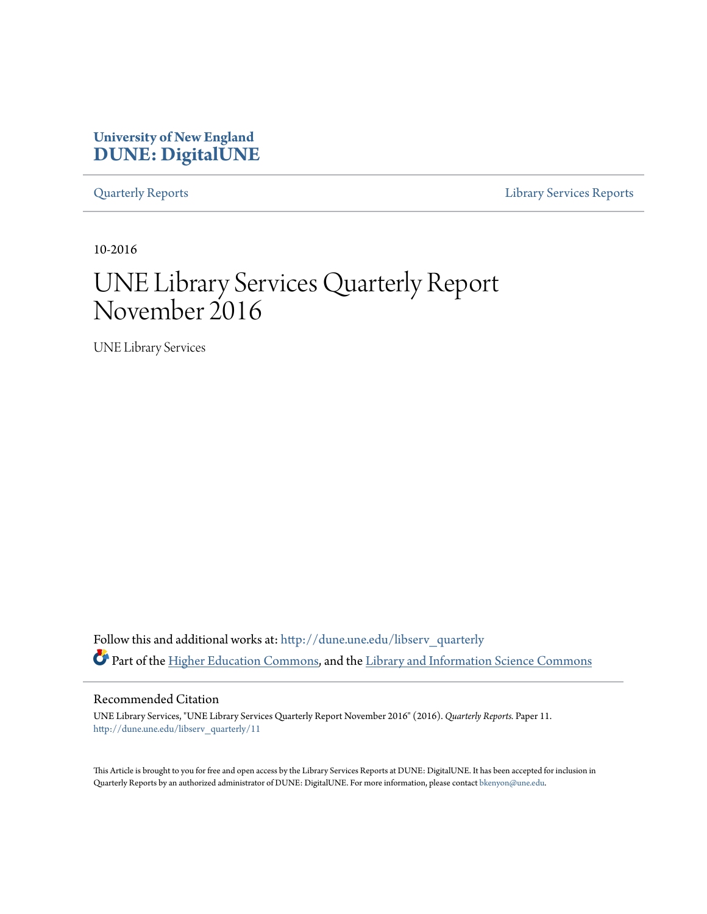University of New England
**DUNE: DigitalUNE**

Quarterly Reports | Library Services Reports

10-2016

# UNE Library Services Quarterly Report November 2016

UNE Library Services

Follow this and additional works at: http://dune.une.edu/libserv_quarterly

Part of the Higher Education Commons, and the Library and Information Science Commons

## Recommended Citation

UNE Library Services, "UNE Library Services Quarterly Report November 2016" (2016). *Quarterly Reports.* Paper 11.
http://dune.une.edu/libserv_quarterly/11

This Article is brought to you for free and open access by the Library Services Reports at DUNE: DigitalUNE. It has been accepted for inclusion in Quarterly Reports by an authorized administrator of DUNE: DigitalUNE. For more information, please contact bkenyon@une.edu.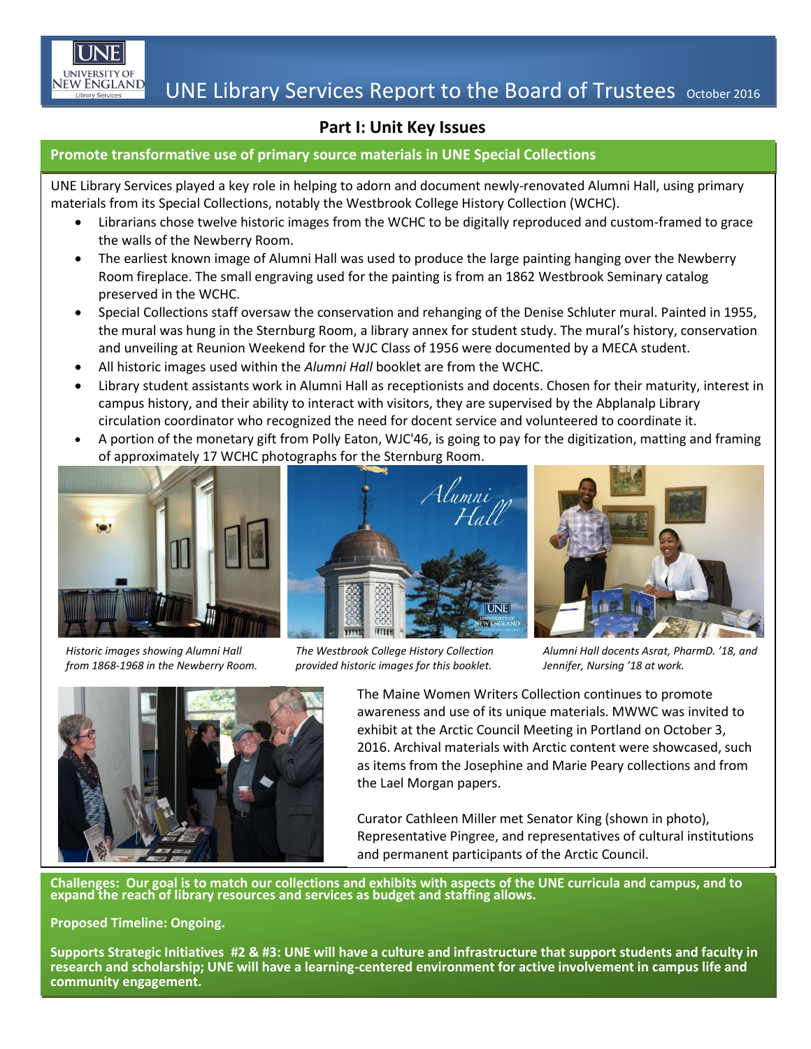# UNE Library Services Report to the Board of Trustees October 2016

## Part I: Unit Key Issues

### Promote transformative use of primary source materials in UNE Special Collections

UNE Library Services played a key role in helping to adorn and document newly-renovated Alumni Hall, using primary materials from its Special Collections, notably the Westbrook College History Collection (WCHC).

- Librarians chose twelve historic images from the WCHC to be digitally reproduced and custom-framed to grace the walls of the Newberry Room.
- The earliest known image of Alumni Hall was used to produce the large painting hanging over the Newberry Room fireplace. The small engraving used for the painting is from an 1862 Westbrook Seminary catalog preserved in the WCHC.
- Special Collections staff oversaw the conservation and rehanging of the Denise Schluter mural. Painted in 1955, the mural was hung in the Sternburg Room, a library annex for student study. The mural's history, conservation and unveiling at Reunion Weekend for the WJC Class of 1956 were documented by a MECA student.
- All historic images used within the *Alumni Hall* booklet are from the WCHC.
- Library student assistants work in Alumni Hall as receptionists and docents. Chosen for their maturity, interest in campus history, and their ability to interact with visitors, they are supervised by the Abplanalp Library circulation coordinator who recognized the need for docent service and volunteered to coordinate it.
- A portion of the monetary gift from Polly Eaton, WJC'46, is going to pay for the digitization, matting and framing of approximately 17 WCHC photographs for the Sternburg Room.

*Historic images showing Alumni Hall from 1868-1968 in the Newberry Room.*

*The Westbrook College History Collection provided historic images for this booklet.*

*Alumni Hall docents Asrat, PharmD. '18, and Jennifer, Nursing '18 at work.*

The Maine Women Writers Collection continues to promote awareness and use of its unique materials. MWWC was invited to exhibit at the Arctic Council Meeting in Portland on October 3, 2016. Archival materials with Arctic content were showcased, such as items from the Josephine and Marie Peary collections and from the Lael Morgan papers.

Curator Cathleen Miller met Senator King (shown in photo), Representative Pingree, and representatives of cultural institutions and permanent participants of the Arctic Council.

**Challenges: Our goal is to match our collections and exhibits with aspects of the UNE curricula and campus, and to expand the reach of library resources and services as budget and staffing allows.**

**Proposed Timeline: Ongoing.**

**Supports Strategic Initiatives #2 & #3: UNE will have a culture and infrastructure that support students and faculty in research and scholarship; UNE will have a learning-centered environment for active involvement in campus life and community engagement.**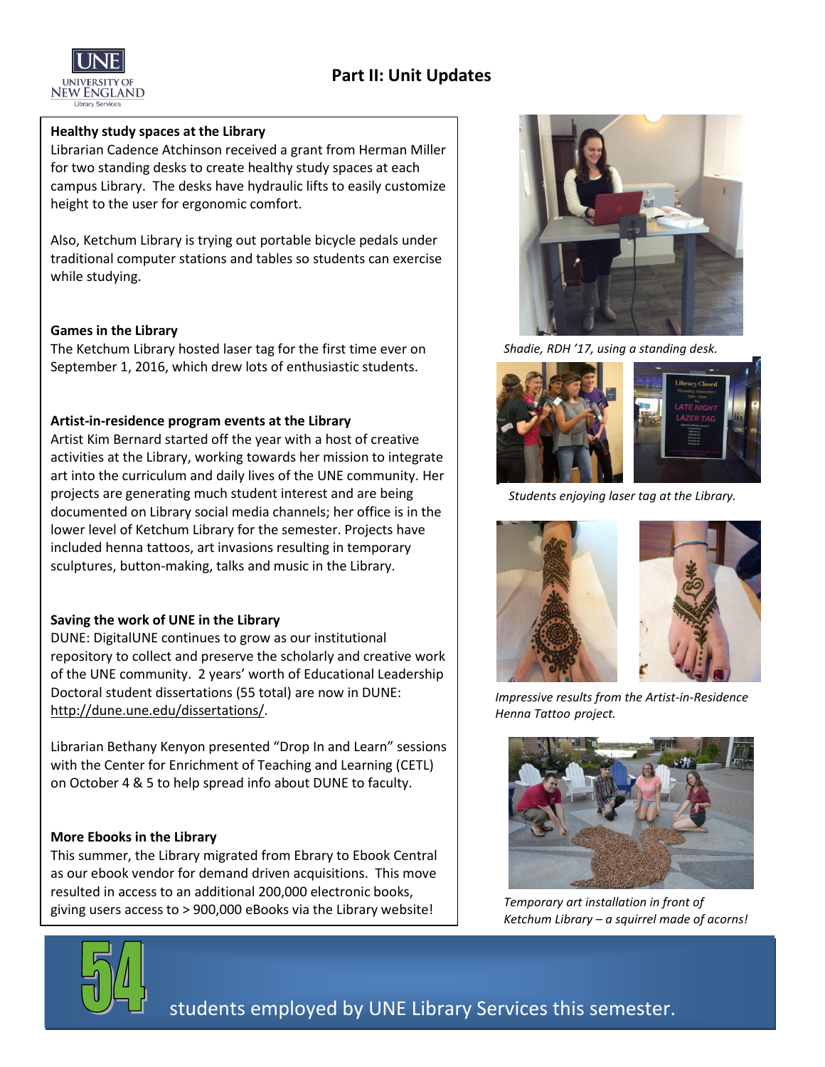# Part II: Unit Updates

**Healthy study spaces at the Library**

Librarian Cadence Atchinson received a grant from Herman Miller for two standing desks to create healthy study spaces at each campus Library. The desks have hydraulic lifts to easily customize height to the user for ergonomic comfort.

Also, Ketchum Library is trying out portable bicycle pedals under traditional computer stations and tables so students can exercise while studying.

**Games in the Library**

The Ketchum Library hosted laser tag for the first time ever on September 1, 2016, which drew lots of enthusiastic students.

**Artist-in-residence program events at the Library**

Artist Kim Bernard started off the year with a host of creative activities at the Library, working towards her mission to integrate art into the curriculum and daily lives of the UNE community. Her projects are generating much student interest and are being documented on Library social media channels; her office is in the lower level of Ketchum Library for the semester. Projects have included henna tattoos, art invasions resulting in temporary sculptures, button-making, talks and music in the Library.

**Saving the work of UNE in the Library**

DUNE: DigitalUNE continues to grow as our institutional repository to collect and preserve the scholarly and creative work of the UNE community. 2 years' worth of Educational Leadership Doctoral student dissertations (55 total) are now in DUNE: http://dune.une.edu/dissertations/.

Librarian Bethany Kenyon presented "Drop In and Learn" sessions with the Center for Enrichment of Teaching and Learning (CETL) on October 4 & 5 to help spread info about DUNE to faculty.

**More Ebooks in the Library**

This summer, the Library migrated from Ebrary to Ebook Central as our ebook vendor for demand driven acquisitions. This move resulted in access to an additional 200,000 electronic books, giving users access to > 900,000 eBooks via the Library website!

*Shadie, RDH '17, using a standing desk.*

*Students enjoying laser tag at the Library.*

*Impressive results from the Artist-in-Residence Henna Tattoo project.*

*Temporary art installation in front of Ketchum Library – a squirrel made of acorns!*

**54** students employed by UNE Library Services this semester.